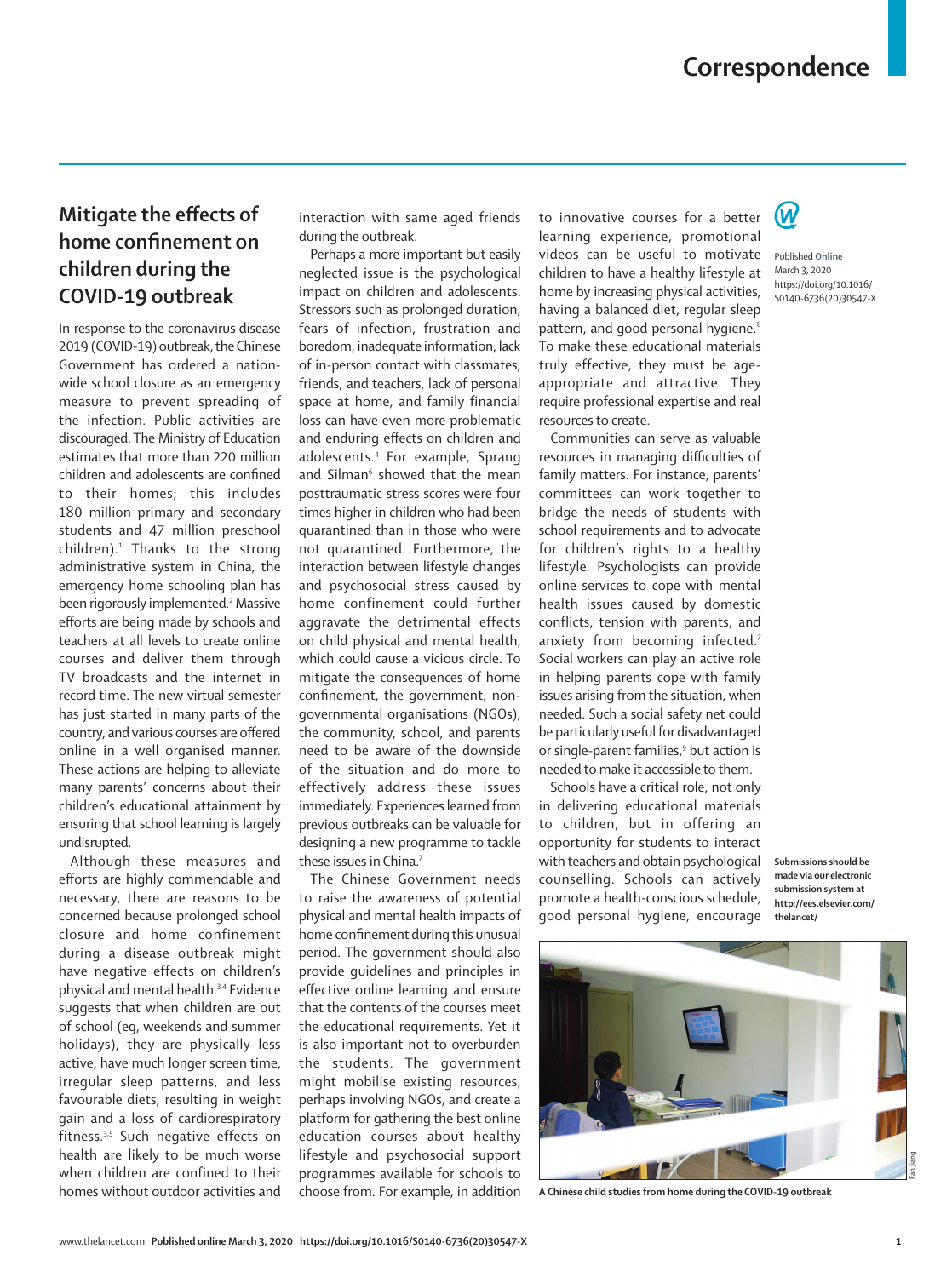# Correspondence

## Mitigate the effects of home confinement on children during the COVID-19 outbreak

In response to the coronavirus disease 2019 (COVID-19) outbreak, the Chinese Government has ordered a nationwide school closure as an emergency measure to prevent spreading of the infection. Public activities are discouraged. The Ministry of Education estimates that more than 220 million children and adolescents are confined to their homes; this includes 180 million primary and secondary students and 47 million preschool children).[1] Thanks to the strong administrative system in China, the emergency home schooling plan has been rigorously implemented.[2] Massive efforts are being made by schools and teachers at all levels to create online courses and deliver them through TV broadcasts and the internet in record time. The new virtual semester has just started in many parts of the country, and various courses are offered online in a well organised manner. These actions are helping to alleviate many parents' concerns about their children's educational attainment by ensuring that school learning is largely undisrupted.

Although these measures and efforts are highly commendable and necessary, there are reasons to be concerned because prolonged school closure and home confinement during a disease outbreak might have negative effects on children's physical and mental health.[3,4] Evidence suggests that when children are out of school (eg, weekends and summer holidays), they are physically less active, have much longer screen time, irregular sleep patterns, and less favourable diets, resulting in weight gain and a loss of cardiorespiratory fitness.[3,5] Such negative effects on health are likely to be much worse when children are confined to their homes without outdoor activities and interaction with same aged friends during the outbreak.

Perhaps a more important but easily neglected issue is the psychological impact on children and adolescents. Stressors such as prolonged duration, fears of infection, frustration and boredom, inadequate information, lack of in-person contact with classmates, friends, and teachers, lack of personal space at home, and family financial loss can have even more problematic and enduring effects on children and adolescents.[4] For example, Sprang and Silman[6] showed that the mean posttraumatic stress scores were four times higher in children who had been quarantined than in those who were not quarantined. Furthermore, the interaction between lifestyle changes and psychosocial stress caused by home confinement could further aggravate the detrimental effects on child physical and mental health, which could cause a vicious circle. To mitigate the consequences of home confinement, the government, non-governmental organisations (NGOs), the community, school, and parents need to be aware of the downside of the situation and do more to effectively address these issues immediately. Experiences learned from previous outbreaks can be valuable for designing a new programme to tackle these issues in China.[7]

The Chinese Government needs to raise the awareness of potential physical and mental health impacts of home confinement during this unusual period. The government should also provide guidelines and principles in effective online learning and ensure that the contents of the courses meet the educational requirements. Yet it is also important not to overburden the students. The government might mobilise existing resources, perhaps involving NGOs, and create a platform for gathering the best online education courses about healthy lifestyle and psychosocial support programmes available for schools to choose from. For example, in addition to innovative courses for a better learning experience, promotional videos can be useful to motivate children to have a healthy lifestyle at home by increasing physical activities, having a balanced diet, regular sleep pattern, and good personal hygiene.[8] To make these educational materials truly effective, they must be age-appropriate and attractive. They require professional expertise and real resources to create.

Communities can serve as valuable resources in managing difficulties of family matters. For instance, parents' committees can work together to bridge the needs of students with school requirements and to advocate for children's rights to a healthy lifestyle. Psychologists can provide online services to cope with mental health issues caused by domestic conflicts, tension with parents, and anxiety from becoming infected.[7] Social workers can play an active role in helping parents cope with family issues arising from the situation, when needed. Such a social safety net could be particularly useful for disadvantaged or single-parent families,[9] but action is needed to make it accessible to them.

Schools have a critical role, not only in delivering educational materials to children, but in offering an opportunity for students to interact with teachers and obtain psychological counselling. Schools can actively promote a health-conscious schedule, good personal hygiene, encourage

A Chinese child studies from home during the COVID-19 outbreak

Published Online March 3, 2020 https://doi.org/10.1016/S0140-6736(20)30547-X

Submissions should be made via our electronic submission system at http://ees.elsevier.com/thelancet/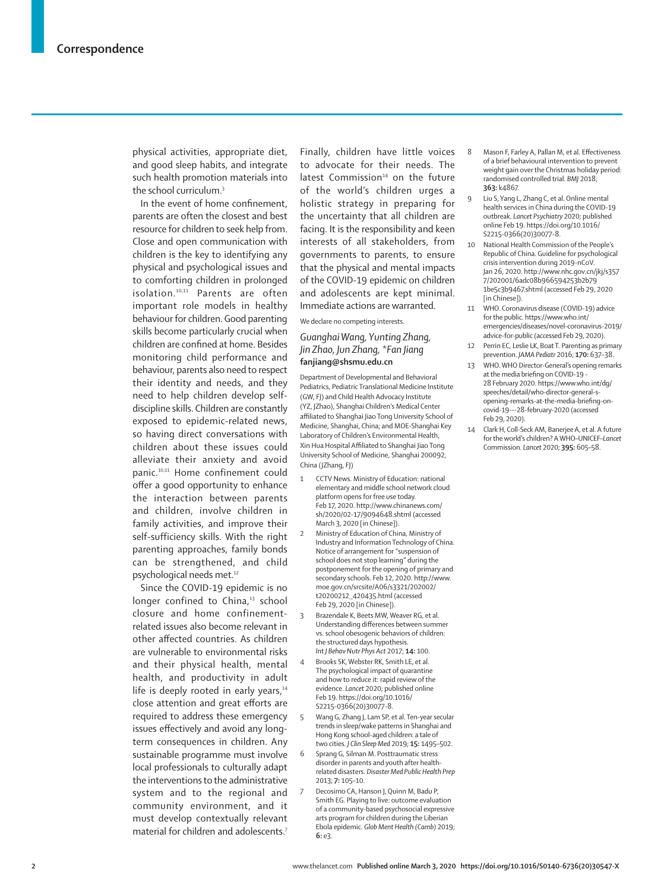physical activities, appropriate diet, and good sleep habits, and integrate such health promotion materials into the school curriculum.[3]

In the event of home confinement, parents are often the closest and best resource for children to seek help from. Close and open communication with children is the key to identifying any physical and psychological issues and to comforting children in prolonged isolation.[10,11] Parents are often important role models in healthy behaviour for children. Good parenting skills become particularly crucial when children are confined at home. Besides monitoring child performance and behaviour, parents also need to respect their identity and needs, and they need to help children develop self-discipline skills. Children are constantly exposed to epidemic-related news, so having direct conversations with children about these issues could alleviate their anxiety and avoid panic.[10,11] Home confinement could offer a good opportunity to enhance the interaction between parents and children, involve children in family activities, and improve their self-sufficiency skills. With the right parenting approaches, family bonds can be strengthened, and child psychological needs met.[12]

Since the COVID-19 epidemic is no longer confined to China,[13] school closure and home confinement-related issues also become relevant in other affected countries. As children are vulnerable to environmental risks and their physical health, mental health, and productivity in adult life is deeply rooted in early years,[14] close attention and great efforts are required to address these emergency issues effectively and avoid any long-term consequences in children. Any sustainable programme must involve local professionals to culturally adapt the interventions to the administrative system and to the regional and community environment, and it must develop contextually relevant material for children and adolescents.[7]

Finally, children have little voices to advocate for their needs. The latest Commission[14] on the future of the world's children urges a holistic strategy in preparing for the uncertainty that all children are facing. It is the responsibility and keen interests of all stakeholders, from governments to parents, to ensure that the physical and mental impacts of the COVID-19 epidemic on children and adolescents are kept minimal. Immediate actions are warranted.

We declare no competing interests.

*Guanghai Wang, Yunting Zhang, Jin Zhao, Jun Zhang, \*Fan Jiang*
**fanjiang@shsmu.edu.cn**

Department of Developmental and Behavioral Pediatrics, Pediatric Translational Medicine Institute (GW, FJ) and Child Health Advocacy Institute (YZ, JZhao), Shanghai Children's Medical Center affiliated to Shanghai Jiao Tong University School of Medicine, Shanghai, China; and MOE-Shanghai Key Laboratory of Children's Environmental Health, Xin Hua Hospital Affiliated to Shanghai Jiao Tong University School of Medicine, Shanghai 200092, China (JZhang, FJ)

1. CCTV News. Ministry of Education: national elementary and middle school network cloud platform opens for free use today. Feb 17, 2020. http://www.chinanews.com/sh/2020/02-17/9094648.shtml (accessed March 3, 2020 [in Chinese]).
2. Ministry of Education of China, Ministry of Industry and Information Technology of China. Notice of arrangement for "suspension of school does not stop learning" during the postponement for the opening of primary and secondary schools. Feb 12, 2020. http://www.moe.gov.cn/srcsite/A06/s3321/202002/t20200212_420435.html (accessed Feb 29, 2020 [in Chinese]).
3. Brazendale K, Beets MW, Weaver RG, et al. Understanding differences between summer vs. school obesogenic behaviors of children: the structured days hypothesis. *Int J Behav Nutr Phys Act* 2017; **14:** 100.
4. Brooks SK, Webster RK, Smith LE, et al. The psychological impact of quarantine and how to reduce it: rapid review of the evidence. *Lancet* 2020; published online Feb 19. https://doi.org/10.1016/S2215-0366(20)30077-8.
5. Wang G, Zhang J, Lam SP, et al. Ten-year secular trends in sleep/wake patterns in Shanghai and Hong Kong school-aged children: a tale of two cities. *J Clin Sleep Med* 2019; **15:** 1495–502.
6. Sprang G, Silman M. Posttraumatic stress disorder in parents and youth after health-related disasters. *Disaster Med Public Health Prep* 2013; **7:** 105–10.
7. Decosimo CA, Hanson J, Quinn M, Badu P, Smith EG. Playing to live: outcome evaluation of a community-based psychosocial expressive arts program for children during the Liberian Ebola epidemic. *Glob Ment Health (Camb)* 2019; **6:** e3.
8. Mason F, Farley A, Pallan M, et al. Effectiveness of a brief behavioural intervention to prevent weight gain over the Christmas holiday period: randomised controlled trial. *BMJ* 2018; **363:** k4867.
9. Liu S, Yang L, Zhang C, et al. Online mental health services in China during the COVID-19 outbreak. *Lancet Psychiatry* 2020; published online Feb 19. https://doi.org/10.1016/S2215-0366(20)30077-8.
10. National Health Commission of the People's Republic of China. Guideline for psychological crisis intervention during 2019-nCoV. Jan 26, 2020. http://www.nhc.gov.cn/jkj/s3577/202001/6adc08b966594253b2b791be5c3b9467.shtml (accessed Feb 29, 2020 [in Chinese]).
11. WHO. Coronavirus disease (COVID-19) advice for the public. https://www.who.int/emergencies/diseases/novel-coronavirus-2019/advice-for-public (accessed Feb 29, 2020).
12. Perrin EC, Leslie LK, Boat T. Parenting as primary prevention. *JAMA Pediatr* 2016; **170:** 637–38.
13. WHO. WHO Director-General's opening remarks at the media briefing on COVID-19 - 28 February 2020. https://www.who.int/dg/speeches/detail/who-director-general-s-opening-remarks-at-the-media-briefing-on-covid-19---28-february-2020 (accessed Feb 29, 2020).
14. Clark H, Coll-Seck AM, Banerjee A, et al. A future for the world's children? A WHO–UNICEF–*Lancet* Commission. *Lancet* 2020; **395:** 605–58.